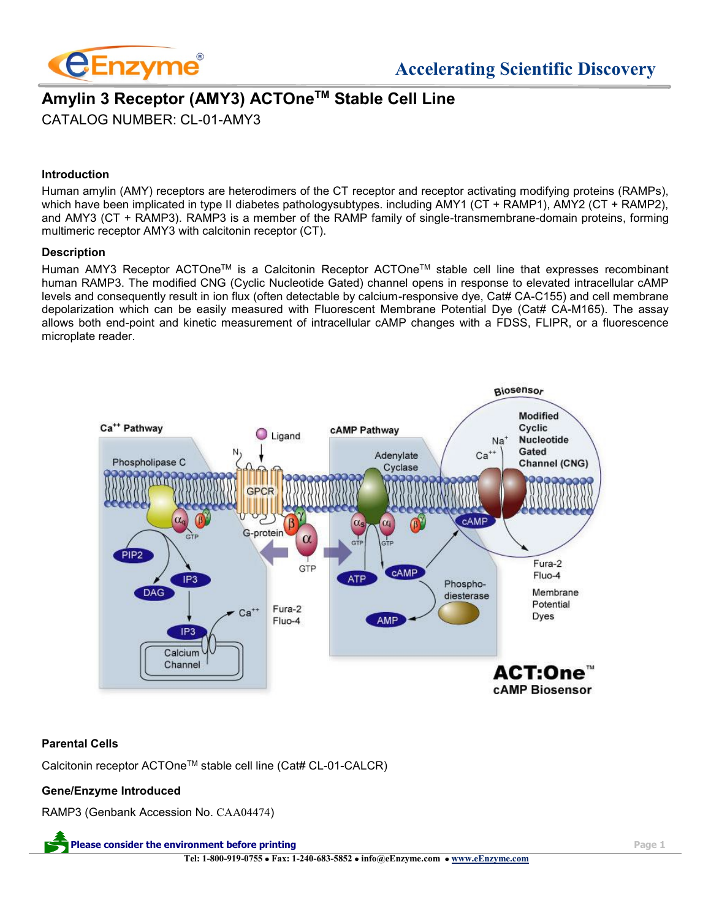# Amylin 3 Receptor (AMY3) ACTOne™ Stable Cell Line

CATALOG NUMBER: CL-01-AMY3

### Introduction

Human amylin (AMY) receptors are heterodimers of the CT receptor and receptor activating modifying proteins (RAMPs), which have been implicated in type II diabetes pathologysubtypes. including AMY1 (CT + RAMP1), AMY2 (CT + RAMP2), and AMY3 (CT + RAMP3). RAMP3 is a member of the RAMP family of single-transmembrane-domain proteins, forming multimeric receptor AMY3 with calcitonin receptor (CT).

### Description

Human AMY3 Receptor ACTOne™ is a Calcitonin Receptor ACTOne™ stable cell line that expresses recombinant human RAMP3. The modified CNG (Cyclic Nucleotide Gated) channel opens in response to elevated intracellular cAMP levels and consequently result in ion flux (often detectable by calcium-responsive dye, Cat# CA-C155) and cell membrane depolarization which can be easily measured with Fluorescent Membrane Potential Dye (Cat# CA-M165). The assay allows both end-point and kinetic measurement of intracellular cAMP changes with a FDSS, FLIPR, or a fluorescence microplate reader.

### Parental Cells

Calcitonin receptor ACTOne™ stable cell line (Cat# CL-01-CALCR)

### Gene/Enzyme Introduced

RAMP3 (Genbank Accession No. CAA04474)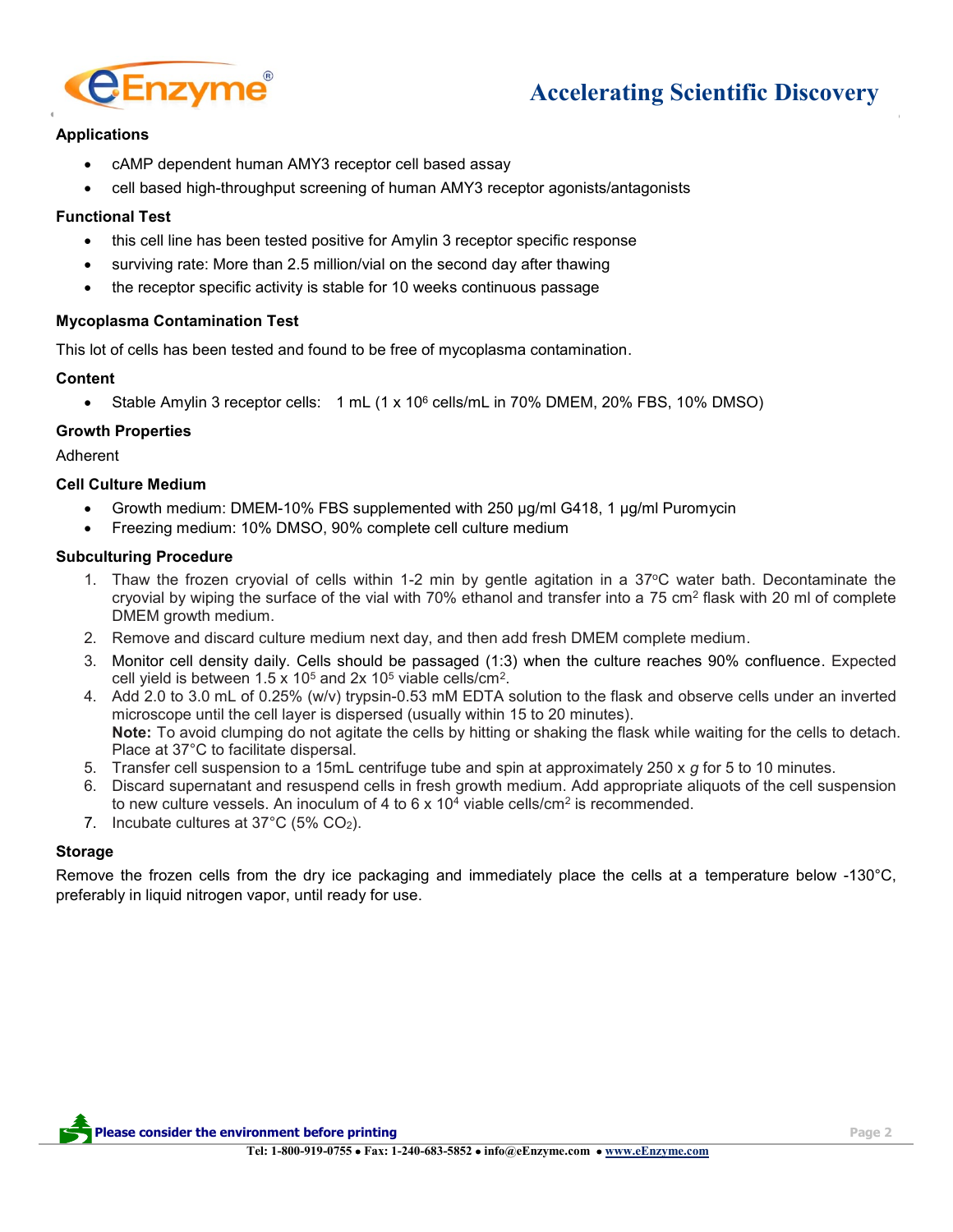### Applications

- cAMP dependent human AMY3 receptor cell based assay
- cell based high-throughput screening of human AMY3 receptor agonists/antagonists

### Functional Test

- this cell line has been tested positive for Amylin 3 receptor specific response
- surviving rate: More than 2.5 million/vial on the second day after thawing
- the receptor specific activity is stable for 10 weeks continuous passage

### Mycoplasma Contamination Test

This lot of cells has been tested and found to be free of mycoplasma contamination.

### Content

- Stable Amylin 3 receptor cells: 1 mL ($1 \times 10^6$ cells/mL in 70% DMEM, 20% FBS, 10% DMSO)

### Growth Properties

Adherent

### Cell Culture Medium

- Growth medium: DMEM-10% FBS supplemented with 250 µg/ml G418, 1 µg/ml Puromycin
- Freezing medium: 10% DMSO, 90% complete cell culture medium

### Subculturing Procedure

1. Thaw the frozen cryovial of cells within 1-2 min by gentle agitation in a 37°C water bath. Decontaminate the cryovial by wiping the surface of the vial with 70% ethanol and transfer into a 75 cm$^2$ flask with 20 ml of complete DMEM growth medium.
2. Remove and discard culture medium next day, and then add fresh DMEM complete medium.
3. Monitor cell density daily. Cells should be passaged (1:3) when the culture reaches 90% confluence. Expected cell yield is between $1.5 \times 10^5$ and $2 \times 10^5$ viable cells/cm$^2$.
4. Add 2.0 to 3.0 mL of 0.25% (w/v) trypsin-0.53 mM EDTA solution to the flask and observe cells under an inverted microscope until the cell layer is dispersed (usually within 15 to 20 minutes).
   **Note:** To avoid clumping do not agitate the cells by hitting or shaking the flask while waiting for the cells to detach. Place at 37°C to facilitate dispersal.
5. Transfer cell suspension to a 15mL centrifuge tube and spin at approximately 250 x *g* for 5 to 10 minutes.
6. Discard supernatant and resuspend cells in fresh growth medium. Add appropriate aliquots of the cell suspension to new culture vessels. An inoculum of 4 to $6 \times 10^4$ viable cells/cm$^2$ is recommended.
7. Incubate cultures at 37°C (5% $CO_2$).

### Storage

Remove the frozen cells from the dry ice packaging and immediately place the cells at a temperature below -130°C, preferably in liquid nitrogen vapor, until ready for use.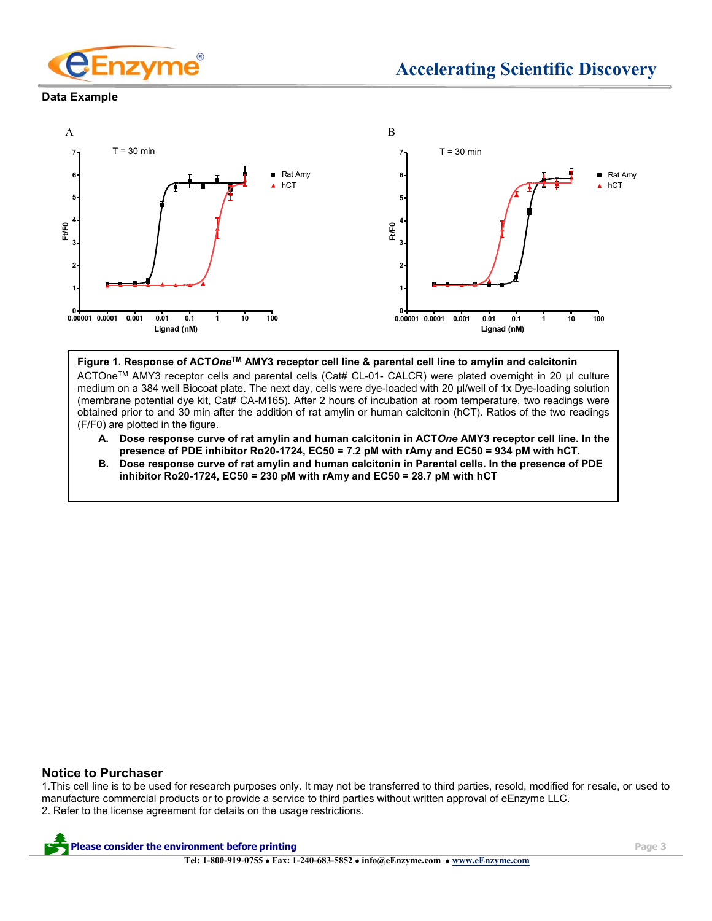## Data Example

A

T = 30 min

Ft/F0

Lignad (nM)

0.00001 0.0001 0.001 0.01 0.1 1 10 100

■ Rat Amy
▲ hCT

B

T = 30 min

Ft/F0

Lignad (nM)

0.00001 0.0001 0.001 0.01 0.1 1 10 100

■ Rat Amy
▲ hCT

**Figure 1. Response of ACT*One*™ AMY3 receptor cell line & parental cell line to amylin and calcitonin**

ACTOne™ AMY3 receptor cells and parental cells (Cat# CL-01- CALCR) were plated overnight in 20 µl culture medium on a 384 well Biocoat plate. The next day, cells were dye-loaded with 20 µl/well of 1x Dye-loading solution (membrane potential dye kit, Cat# CA-M165). After 2 hours of incubation at room temperature, two readings were obtained prior to and 30 min after the addition of rat amylin or human calcitonin (hCT). Ratios of the two readings (F/F0) are plotted in the figure.

- **A. Dose response curve of rat amylin and human calcitonin in ACT*One* AMY3 receptor cell line. In the presence of PDE inhibitor Ro20-1724, EC50 = 7.2 pM with rAmy and EC50 = 934 pM with hCT.**
- **B. Dose response curve of rat amylin and human calcitonin in Parental cells. In the presence of PDE inhibitor Ro20-1724, EC50 = 230 pM with rAmy and EC50 = 28.7 pM with hCT**

## Notice to Purchaser

1.This cell line is to be used for research purposes only. It may not be transferred to third parties, resold, modified for resale, or used to manufacture commercial products or to provide a service to third parties without written approval of eEnzyme LLC.
2. Refer to the license agreement for details on the usage restrictions.